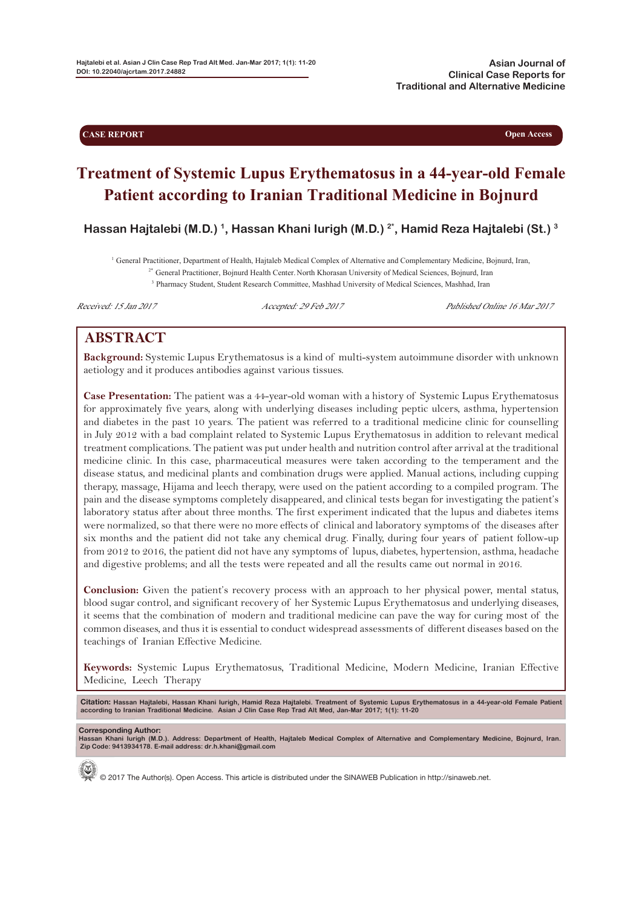CASE REPORT

Open Access

# Treatment of Systemic Lupus Erythematosus in a 44-year-old Female Patient according to Iranian Traditional Medicine in Bojnurd

**Hassan Hajtalebi (M.D.) [1], Hassan Khani Iurigh (M.D.) [2*], Hamid Reza Hajtalebi (St.) [3]**

[1] General Practitioner, Department of Health, Hajtaleb Medical Complex of Alternative and Complementary Medicine, Bojnurd, Iran,

[2*] General Practitioner, Bojnurd Health Center. North Khorasan University of Medical Sciences, Bojnurd, Iran

[3] Pharmacy Student, Student Research Committee, Mashhad University of Medical Sciences, Mashhad, Iran

*Received: 15 Jan 2017* *Accepted: 29 Feb 2017* *Published Online 16 Mar 2017*

## ABSTRACT

**Background:** Systemic Lupus Erythematosus is a kind of multi-system autoimmune disorder with unknown aetiology and it produces antibodies against various tissues.

**Case Presentation:** The patient was a 44-year-old woman with a history of Systemic Lupus Erythematosus for approximately five years, along with underlying diseases including peptic ulcers, asthma, hypertension and diabetes in the past 10 years. The patient was referred to a traditional medicine clinic for counselling in July 2012 with a bad complaint related to Systemic Lupus Erythematosus in addition to relevant medical treatment complications. The patient was put under health and nutrition control after arrival at the traditional medicine clinic. In this case, pharmaceutical measures were taken according to the temperament and the disease status, and medicinal plants and combination drugs were applied. Manual actions, including cupping therapy, massage, Hijama and leech therapy, were used on the patient according to a compiled program. The pain and the disease symptoms completely disappeared, and clinical tests began for investigating the patient's laboratory status after about three months. The first experiment indicated that the lupus and diabetes items were normalized, so that there were no more effects of clinical and laboratory symptoms of the diseases after six months and the patient did not take any chemical drug. Finally, during four years of patient follow-up from 2012 to 2016, the patient did not have any symptoms of lupus, diabetes, hypertension, asthma, headache and digestive problems; and all the tests were repeated and all the results came out normal in 2016.

**Conclusion:** Given the patient's recovery process with an approach to her physical power, mental status, blood sugar control, and significant recovery of her Systemic Lupus Erythematosus and underlying diseases, it seems that the combination of modern and traditional medicine can pave the way for curing most of the common diseases, and thus it is essential to conduct widespread assessments of different diseases based on the teachings of Iranian Effective Medicine.

**Keywords:** Systemic Lupus Erythematosus, Traditional Medicine, Modern Medicine, Iranian Effective Medicine, Leech Therapy

**Citation:** Hassan Hajtalebi, Hassan Khani Iurigh, Hamid Reza Hajtalebi. Treatment of Systemic Lupus Erythematosus in a 44-year-old Female Patient according to Iranian Traditional Medicine. Asian J Clin Case Rep Trad Alt Med, Jan-Mar 2017; 1(1): 11-20

**Corresponding Author:**
Hassan Khani Iurigh (M.D.). Address: Department of Health, Hajtaleb Medical Complex of Alternative and Complementary Medicine, Bojnurd, Iran. Zip Code: 9413934178. E-mail address: dr.h.khani@gmail.com

© 2017 The Author(s). Open Access. This article is distributed under the SINAWEB Publication in http://sinaweb.net.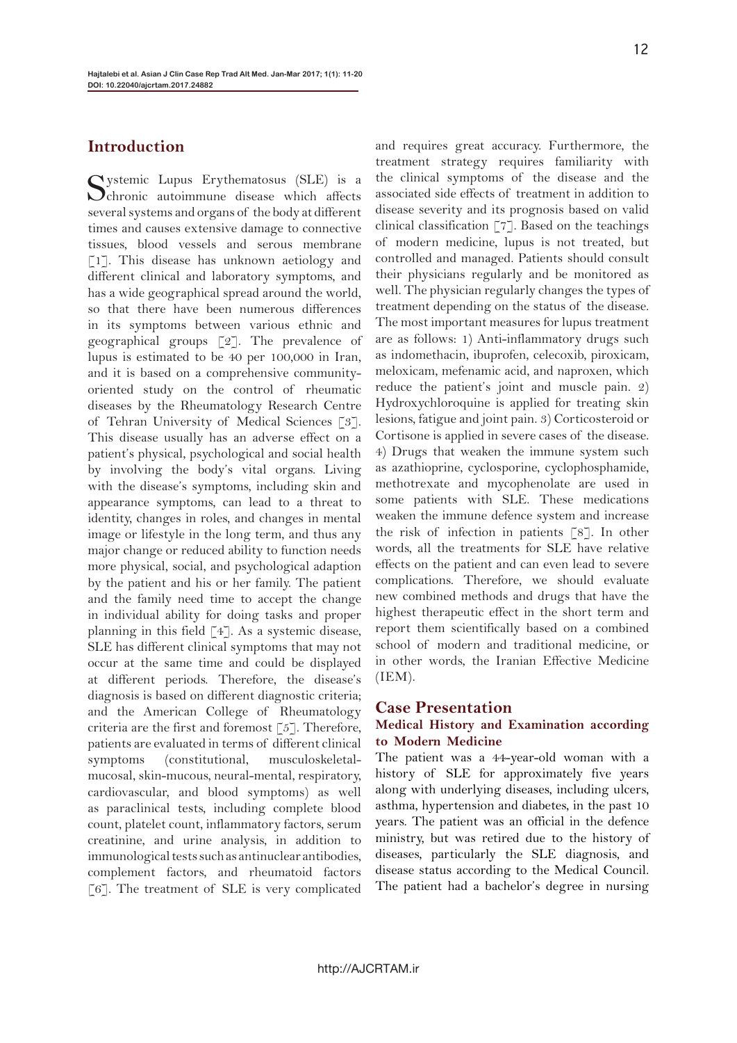## Introduction

Systemic Lupus Erythematosus (SLE) is a chronic autoimmune disease which affects several systems and organs of the body at different times and causes extensive damage to connective tissues, blood vessels and serous membrane [1]. This disease has unknown aetiology and different clinical and laboratory symptoms, and has a wide geographical spread around the world, so that there have been numerous differences in its symptoms between various ethnic and geographical groups [2]. The prevalence of lupus is estimated to be 40 per 100,000 in Iran, and it is based on a comprehensive community-oriented study on the control of rheumatic diseases by the Rheumatology Research Centre of Tehran University of Medical Sciences [3]. This disease usually has an adverse effect on a patient's physical, psychological and social health by involving the body's vital organs. Living with the disease's symptoms, including skin and appearance symptoms, can lead to a threat to identity, changes in roles, and changes in mental image or lifestyle in the long term, and thus any major change or reduced ability to function needs more physical, social, and psychological adaption by the patient and his or her family. The patient and the family need time to accept the change in individual ability for doing tasks and proper planning in this field [4]. As a systemic disease, SLE has different clinical symptoms that may not occur at the same time and could be displayed at different periods. Therefore, the disease's diagnosis is based on different diagnostic criteria; and the American College of Rheumatology criteria are the first and foremost [5]. Therefore, patients are evaluated in terms of different clinical symptoms (constitutional, musculoskeletal-mucosal, skin-mucous, neural-mental, respiratory, cardiovascular, and blood symptoms) as well as paraclinical tests, including complete blood count, platelet count, inflammatory factors, serum creatinine, and urine analysis, in addition to immunological tests such as antinuclear antibodies, complement factors, and rheumatoid factors [6]. The treatment of SLE is very complicated and requires great accuracy. Furthermore, the treatment strategy requires familiarity with the clinical symptoms of the disease and the associated side effects of treatment in addition to disease severity and its prognosis based on valid clinical classification [7]. Based on the teachings of modern medicine, lupus is not treated, but controlled and managed. Patients should consult their physicians regularly and be monitored as well. The physician regularly changes the types of treatment depending on the status of the disease. The most important measures for lupus treatment are as follows: 1) Anti-inflammatory drugs such as indomethacin, ibuprofen, celecoxib, piroxicam, meloxicam, mefenamic acid, and naproxen, which reduce the patient's joint and muscle pain. 2) Hydroxychloroquine is applied for treating skin lesions, fatigue and joint pain. 3) Corticosteroid or Cortisone is applied in severe cases of the disease. 4) Drugs that weaken the immune system such as azathioprine, cyclosporine, cyclophosphamide, methotrexate and mycophenolate are used in some patients with SLE. These medications weaken the immune defence system and increase the risk of infection in patients [8]. In other words, all the treatments for SLE have relative effects on the patient and can even lead to severe complications. Therefore, we should evaluate new combined methods and drugs that have the highest therapeutic effect in the short term and report them scientifically based on a combined school of modern and traditional medicine, or in other words, the Iranian Effective Medicine (IEM).

## Case Presentation

### Medical History and Examination according to Modern Medicine

The patient was a 44-year-old woman with a history of SLE for approximately five years along with underlying diseases, including ulcers, asthma, hypertension and diabetes, in the past 10 years. The patient was an official in the defence ministry, but was retired due to the history of diseases, particularly the SLE diagnosis, and disease status according to the Medical Council. The patient had a bachelor's degree in nursing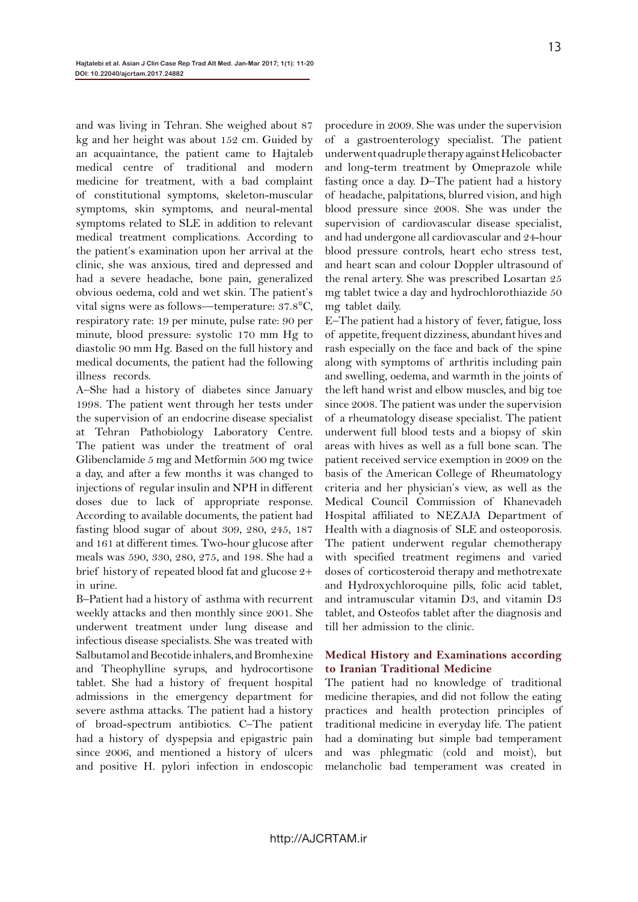and was living in Tehran. She weighed about 87 kg and her height was about 152 cm. Guided by an acquaintance, the patient came to Hajtaleb medical centre of traditional and modern medicine for treatment, with a bad complaint of constitutional symptoms, skeleton-muscular symptoms, skin symptoms, and neural-mental symptoms related to SLE in addition to relevant medical treatment complications. According to the patient's examination upon her arrival at the clinic, she was anxious, tired and depressed and had a severe headache, bone pain, generalized obvious oedema, cold and wet skin. The patient's vital signs were as follows—temperature: 37.8°C, respiratory rate: 19 per minute, pulse rate: 90 per minute, blood pressure: systolic 170 mm Hg to diastolic 90 mm Hg. Based on the full history and medical documents, the patient had the following illness records.

A–She had a history of diabetes since January 1998. The patient went through her tests under the supervision of an endocrine disease specialist at Tehran Pathobiology Laboratory Centre. The patient was under the treatment of oral Glibenclamide 5 mg and Metformin 500 mg twice a day, and after a few months it was changed to injections of regular insulin and NPH in different doses due to lack of appropriate response. According to available documents, the patient had fasting blood sugar of about 309, 280, 245, 187 and 161 at different times. Two-hour glucose after meals was 590, 330, 280, 275, and 198. She had a brief history of repeated blood fat and glucose 2+ in urine.

B–Patient had a history of asthma with recurrent weekly attacks and then monthly since 2001. She underwent treatment under lung disease and infectious disease specialists. She was treated with Salbutamol and Becotide inhalers, and Bromhexine and Theophylline syrups, and hydrocortisone tablet. She had a history of frequent hospital admissions in the emergency department for severe asthma attacks. The patient had a history of broad-spectrum antibiotics. C–The patient had a history of dyspepsia and epigastric pain since 2006, and mentioned a history of ulcers and positive H. pylori infection in endoscopic procedure in 2009. She was under the supervision of a gastroenterology specialist. The patient underwent quadruple therapy against Helicobacter and long-term treatment by Omeprazole while fasting once a day. D–The patient had a history of headache, palpitations, blurred vision, and high blood pressure since 2008. She was under the supervision of cardiovascular disease specialist, and had undergone all cardiovascular and 24-hour blood pressure controls, heart echo stress test, and heart scan and colour Doppler ultrasound of the renal artery. She was prescribed Losartan 25 mg tablet twice a day and hydrochlorothiazide 50 mg tablet daily.

E–The patient had a history of fever, fatigue, loss of appetite, frequent dizziness, abundant hives and rash especially on the face and back of the spine along with symptoms of arthritis including pain and swelling, oedema, and warmth in the joints of the left hand wrist and elbow muscles, and big toe since 2008. The patient was under the supervision of a rheumatology disease specialist. The patient underwent full blood tests and a biopsy of skin areas with hives as well as a full bone scan. The patient received service exemption in 2009 on the basis of the American College of Rheumatology criteria and her physician's view, as well as the Medical Council Commission of Khanevadeh Hospital affiliated to NEZAJA Department of Health with a diagnosis of SLE and osteoporosis. The patient underwent regular chemotherapy with specified treatment regimens and varied doses of corticosteroid therapy and methotrexate and Hydroxychloroquine pills, folic acid tablet, and intramuscular vitamin D3, and vitamin D3 tablet, and Osteofos tablet after the diagnosis and till her admission to the clinic.

### Medical History and Examinations according to Iranian Traditional Medicine

The patient had no knowledge of traditional medicine therapies, and did not follow the eating practices and health protection principles of traditional medicine in everyday life. The patient had a dominating but simple bad temperament and was phlegmatic (cold and moist), but melancholic bad temperament was created in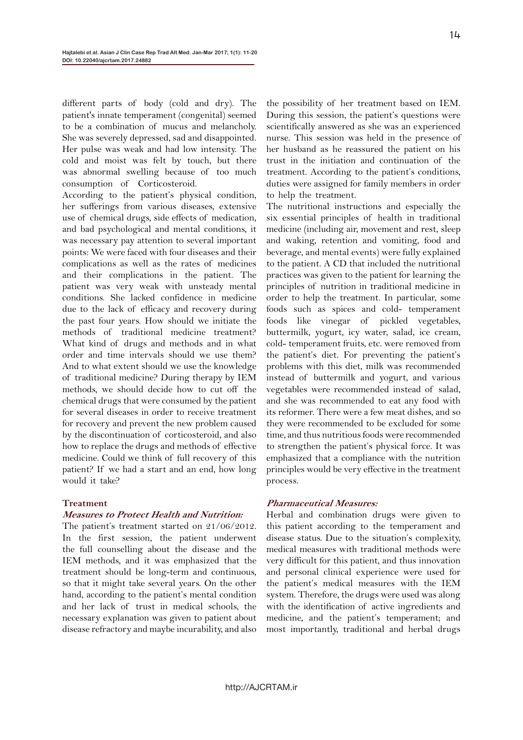different parts of body (cold and dry). The patient's innate temperament (congenital) seemed to be a combination of mucus and melancholy. She was severely depressed, sad and disappointed. Her pulse was weak and had low intensity. The cold and moist was felt by touch, but there was abnormal swelling because of too much consumption of Corticosteroid.

According to the patient's physical condition, her sufferings from various diseases, extensive use of chemical drugs, side effects of medication, and bad psychological and mental conditions, it was necessary pay attention to several important points: We were faced with four diseases and their complications as well as the rates of medicines and their complications in the patient. The patient was very weak with unsteady mental conditions. She lacked confidence in medicine due to the lack of efficacy and recovery during the past four years. How should we initiate the methods of traditional medicine treatment? What kind of drugs and methods and in what order and time intervals should we use them? And to what extent should we use the knowledge of traditional medicine? During therapy by IEM methods, we should decide how to cut off the chemical drugs that were consumed by the patient for several diseases in order to receive treatment for recovery and prevent the new problem caused by the discontinuation of corticosteroid, and also how to replace the drugs and methods of effective medicine. Could we think of full recovery of this patient? If we had a start and an end, how long would it take?

## Treatment

### *Measures to Protect Health and Nutrition:*

The patient's treatment started on 21/06/2012. In the first session, the patient underwent the full counselling about the disease and the IEM methods, and it was emphasized that the treatment should be long-term and continuous, so that it might take several years. On the other hand, according to the patient's mental condition and her lack of trust in medical schools, the necessary explanation was given to patient about disease refractory and maybe incurability, and also the possibility of her treatment based on IEM. During this session, the patient's questions were scientifically answered as she was an experienced nurse. This session was held in the presence of her husband as he reassured the patient on his trust in the initiation and continuation of the treatment. According to the patient's conditions, duties were assigned for family members in order to help the treatment.

The nutritional instructions and especially the six essential principles of health in traditional medicine (including air, movement and rest, sleep and waking, retention and vomiting, food and beverage, and mental events) were fully explained to the patient. A CD that included the nutritional practices was given to the patient for learning the principles of nutrition in traditional medicine in order to help the treatment. In particular, some foods such as spices and cold- temperament foods like vinegar of pickled vegetables, buttermilk, yogurt, icy water, salad, ice cream, cold- temperament fruits, etc. were removed from the patient's diet. For preventing the patient's problems with this diet, milk was recommended instead of buttermilk and yogurt, and various vegetables were recommended instead of salad, and she was recommended to eat any food with its reformer. There were a few meat dishes, and so they were recommended to be excluded for some time, and thus nutritious foods were recommended to strengthen the patient's physical force. It was emphasized that a compliance with the nutrition principles would be very effective in the treatment process.

### *Pharmaceutical Measures:*

Herbal and combination drugs were given to this patient according to the temperament and disease status. Due to the situation's complexity, medical measures with traditional methods were very difficult for this patient, and thus innovation and personal clinical experience were used for the patient's medical measures with the IEM system. Therefore, the drugs were used was along with the identification of active ingredients and medicine, and the patient's temperament; and most importantly, traditional and herbal drugs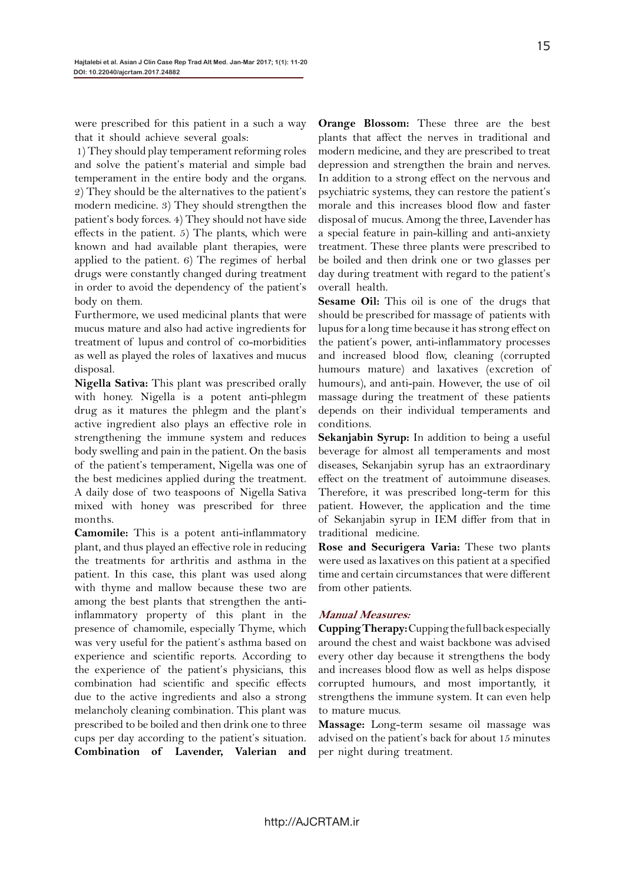were prescribed for this patient in a such a way that it should achieve several goals:

1) They should play temperament reforming roles and solve the patient's material and simple bad temperament in the entire body and the organs. 2) They should be the alternatives to the patient's modern medicine. 3) They should strengthen the patient's body forces. 4) They should not have side effects in the patient. 5) The plants, which were known and had available plant therapies, were applied to the patient. 6) The regimes of herbal drugs were constantly changed during treatment in order to avoid the dependency of the patient's body on them.

Furthermore, we used medicinal plants that were mucus mature and also had active ingredients for treatment of lupus and control of co-morbidities as well as played the roles of laxatives and mucus disposal.

**Nigella Sativa:** This plant was prescribed orally with honey. Nigella is a potent anti-phlegm drug as it matures the phlegm and the plant's active ingredient also plays an effective role in strengthening the immune system and reduces body swelling and pain in the patient. On the basis of the patient's temperament, Nigella was one of the best medicines applied during the treatment. A daily dose of two teaspoons of Nigella Sativa mixed with honey was prescribed for three months.

**Camomile:** This is a potent anti-inflammatory plant, and thus played an effective role in reducing the treatments for arthritis and asthma in the patient. In this case, this plant was used along with thyme and mallow because these two are among the best plants that strengthen the anti-inflammatory property of this plant in the presence of chamomile, especially Thyme, which was very useful for the patient's asthma based on experience and scientific reports. According to the experience of the patient's physicians, this combination had scientific and specific effects due to the active ingredients and also a strong melancholy cleaning combination. This plant was prescribed to be boiled and then drink one to three cups per day according to the patient's situation.

**Combination of Lavender, Valerian and Orange Blossom:** These three are the best plants that affect the nerves in traditional and modern medicine, and they are prescribed to treat depression and strengthen the brain and nerves. In addition to a strong effect on the nervous and psychiatric systems, they can restore the patient's morale and this increases blood flow and faster disposal of mucus. Among the three, Lavender has a special feature in pain-killing and anti-anxiety treatment. These three plants were prescribed to be boiled and then drink one or two glasses per day during treatment with regard to the patient's overall health.

**Sesame Oil:** This oil is one of the drugs that should be prescribed for massage of patients with lupus for a long time because it has strong effect on the patient's power, anti-inflammatory processes and increased blood flow, cleaning (corrupted humours mature) and laxatives (excretion of humours), and anti-pain. However, the use of oil massage during the treatment of these patients depends on their individual temperaments and conditions.

**Sekanjabin Syrup:** In addition to being a useful beverage for almost all temperaments and most diseases, Sekanjabin syrup has an extraordinary effect on the treatment of autoimmune diseases. Therefore, it was prescribed long-term for this patient. However, the application and the time of Sekanjabin syrup in IEM differ from that in traditional medicine.

**Rose and Securigera Varia:** These two plants were used as laxatives on this patient at a specified time and certain circumstances that were different from other patients.

***Manual Measures:***

**Cupping Therapy:** Cupping the full back especially around the chest and waist backbone was advised every other day because it strengthens the body and increases blood flow as well as helps dispose corrupted humours, and most importantly, it strengthens the immune system. It can even help to mature mucus.

**Massage:** Long-term sesame oil massage was advised on the patient's back for about 15 minutes per night during treatment.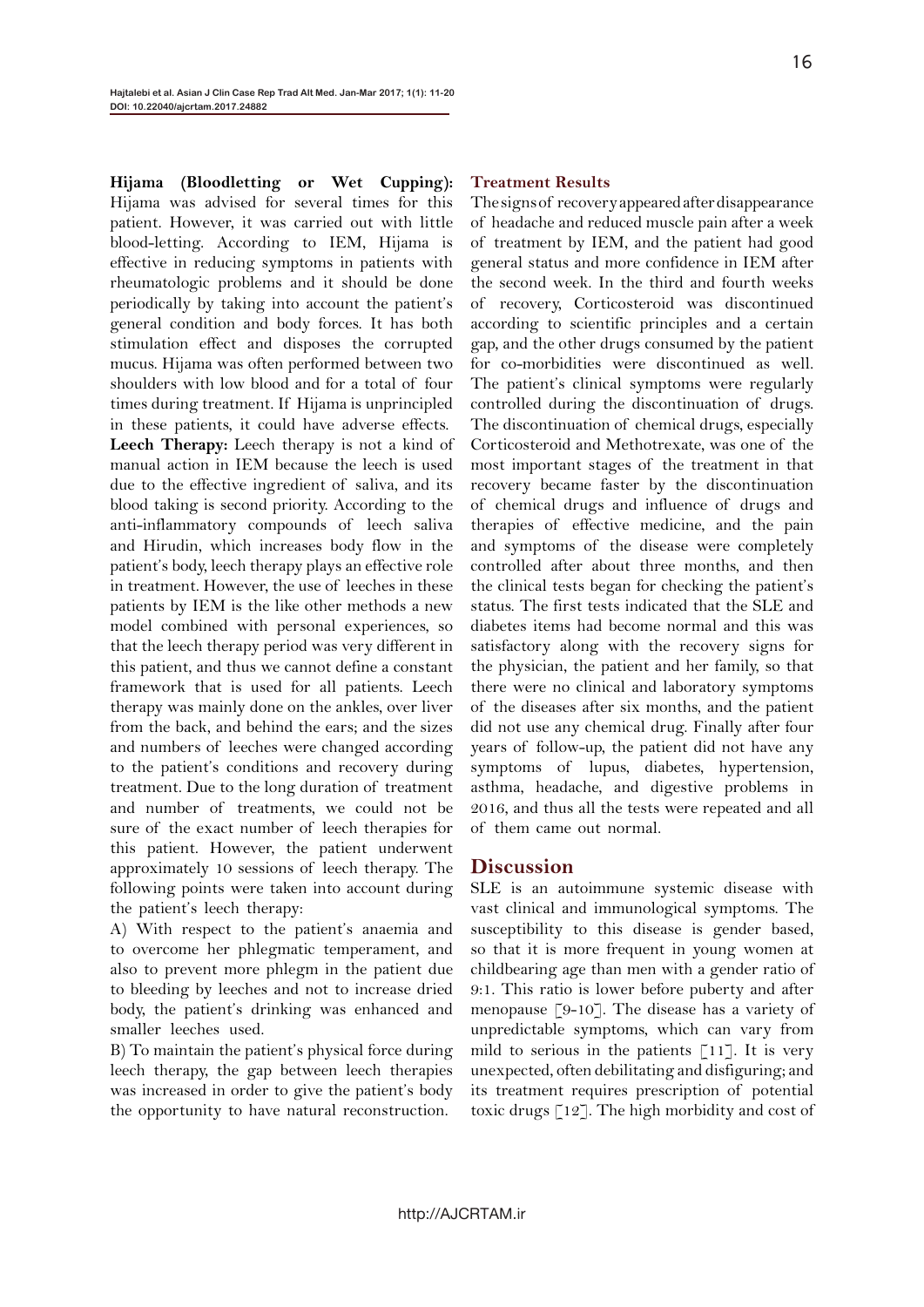**Hijama (Bloodletting or Wet Cupping):** Hijama was advised for several times for this patient. However, it was carried out with little blood-letting. According to IEM, Hijama is effective in reducing symptoms in patients with rheumatologic problems and it should be done periodically by taking into account the patient's general condition and body forces. It has both stimulation effect and disposes the corrupted mucus. Hijama was often performed between two shoulders with low blood and for a total of four times during treatment. If Hijama is unprincipled in these patients, it could have adverse effects.

**Leech Therapy:** Leech therapy is not a kind of manual action in IEM because the leech is used due to the effective ingredient of saliva, and its blood taking is second priority. According to the anti-inflammatory compounds of leech saliva and Hirudin, which increases body flow in the patient's body, leech therapy plays an effective role in treatment. However, the use of leeches in these patients by IEM is the like other methods a new model combined with personal experiences, so that the leech therapy period was very different in this patient, and thus we cannot define a constant framework that is used for all patients. Leech therapy was mainly done on the ankles, over liver from the back, and behind the ears; and the sizes and numbers of leeches were changed according to the patient's conditions and recovery during treatment. Due to the long duration of treatment and number of treatments, we could not be sure of the exact number of leech therapies for this patient. However, the patient underwent approximately 10 sessions of leech therapy. The following points were taken into account during the patient's leech therapy:

A) With respect to the patient's anaemia and to overcome her phlegmatic temperament, and also to prevent more phlegm in the patient due to bleeding by leeches and not to increase dried body, the patient's drinking was enhanced and smaller leeches used.

B) To maintain the patient's physical force during leech therapy, the gap between leech therapies was increased in order to give the patient's body the opportunity to have natural reconstruction.

### Treatment Results

The signs of recovery appeared after disappearance of headache and reduced muscle pain after a week of treatment by IEM, and the patient had good general status and more confidence in IEM after the second week. In the third and fourth weeks of recovery, Corticosteroid was discontinued according to scientific principles and a certain gap, and the other drugs consumed by the patient for co-morbidities were discontinued as well. The patient's clinical symptoms were regularly controlled during the discontinuation of drugs. The discontinuation of chemical drugs, especially Corticosteroid and Methotrexate, was one of the most important stages of the treatment in that recovery became faster by the discontinuation of chemical drugs and influence of drugs and therapies of effective medicine, and the pain and symptoms of the disease were completely controlled after about three months, and then the clinical tests began for checking the patient's status. The first tests indicated that the SLE and diabetes items had become normal and this was satisfactory along with the recovery signs for the physician, the patient and her family, so that there were no clinical and laboratory symptoms of the diseases after six months, and the patient did not use any chemical drug. Finally after four years of follow-up, the patient did not have any symptoms of lupus, diabetes, hypertension, asthma, headache, and digestive problems in 2016, and thus all the tests were repeated and all of them came out normal.

## Discussion

SLE is an autoimmune systemic disease with vast clinical and immunological symptoms. The susceptibility to this disease is gender based, so that it is more frequent in young women at childbearing age than men with a gender ratio of 9:1. This ratio is lower before puberty and after menopause [9-10]. The disease has a variety of unpredictable symptoms, which can vary from mild to serious in the patients [11]. It is very unexpected, often debilitating and disfiguring; and its treatment requires prescription of potential toxic drugs [12]. The high morbidity and cost of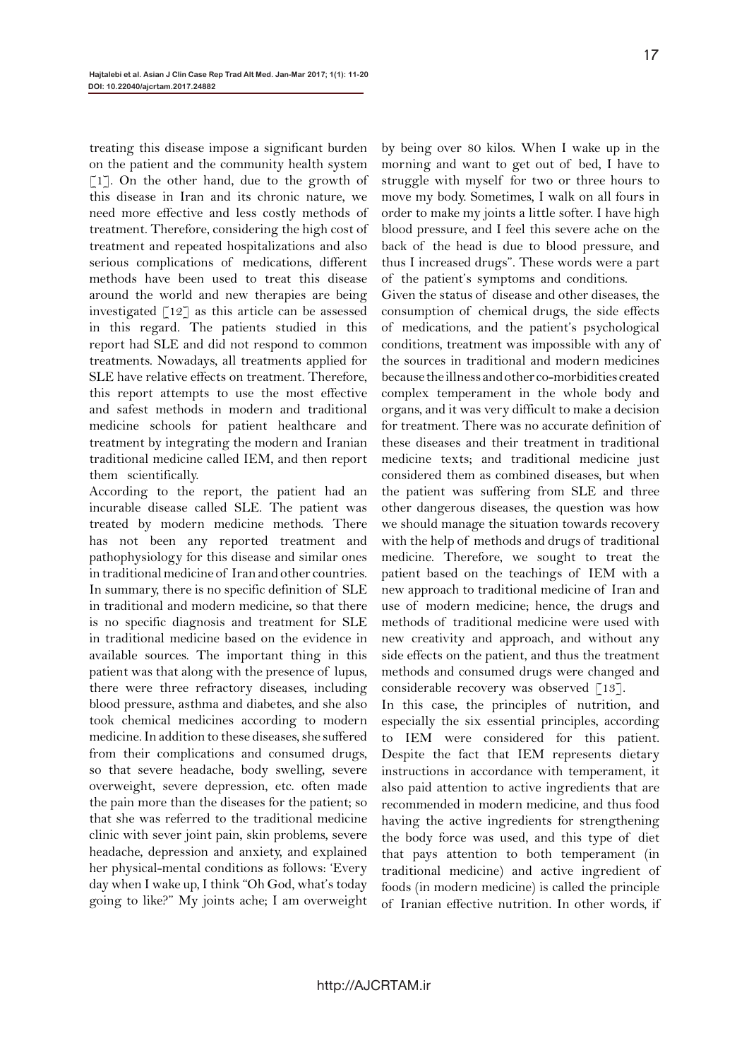treating this disease impose a significant burden on the patient and the community health system [1]. On the other hand, due to the growth of this disease in Iran and its chronic nature, we need more effective and less costly methods of treatment. Therefore, considering the high cost of treatment and repeated hospitalizations and also serious complications of medications, different methods have been used to treat this disease around the world and new therapies are being investigated [12] as this article can be assessed in this regard. The patients studied in this report had SLE and did not respond to common treatments. Nowadays, all treatments applied for SLE have relative effects on treatment. Therefore, this report attempts to use the most effective and safest methods in modern and traditional medicine schools for patient healthcare and treatment by integrating the modern and Iranian traditional medicine called IEM, and then report them scientifically.

According to the report, the patient had an incurable disease called SLE. The patient was treated by modern medicine methods. There has not been any reported treatment and pathophysiology for this disease and similar ones in traditional medicine of Iran and other countries. In summary, there is no specific definition of SLE in traditional and modern medicine, so that there is no specific diagnosis and treatment for SLE in traditional medicine based on the evidence in available sources. The important thing in this patient was that along with the presence of lupus, there were three refractory diseases, including blood pressure, asthma and diabetes, and she also took chemical medicines according to modern medicine. In addition to these diseases, she suffered from their complications and consumed drugs, so that severe headache, body swelling, severe overweight, severe depression, etc. often made the pain more than the diseases for the patient; so that she was referred to the traditional medicine clinic with sever joint pain, skin problems, severe headache, depression and anxiety, and explained her physical-mental conditions as follows: 'Every day when I wake up, I think "Oh God, what's today going to like?" My joints ache; I am overweight by being over 80 kilos. When I wake up in the morning and want to get out of bed, I have to struggle with myself for two or three hours to move my body. Sometimes, I walk on all fours in order to make my joints a little softer. I have high blood pressure, and I feel this severe ache on the back of the head is due to blood pressure, and thus I increased drugs". These words were a part of the patient's symptoms and conditions.

Given the status of disease and other diseases, the consumption of chemical drugs, the side effects of medications, and the patient's psychological conditions, treatment was impossible with any of the sources in traditional and modern medicines because the illness and other co-morbidities created complex temperament in the whole body and organs, and it was very difficult to make a decision for treatment. There was no accurate definition of these diseases and their treatment in traditional medicine texts; and traditional medicine just considered them as combined diseases, but when the patient was suffering from SLE and three other dangerous diseases, the question was how we should manage the situation towards recovery with the help of methods and drugs of traditional medicine. Therefore, we sought to treat the patient based on the teachings of IEM with a new approach to traditional medicine of Iran and use of modern medicine; hence, the drugs and methods of traditional medicine were used with new creativity and approach, and without any side effects on the patient, and thus the treatment methods and consumed drugs were changed and considerable recovery was observed [13].

In this case, the principles of nutrition, and especially the six essential principles, according to IEM were considered for this patient. Despite the fact that IEM represents dietary instructions in accordance with temperament, it also paid attention to active ingredients that are recommended in modern medicine, and thus food having the active ingredients for strengthening the body force was used, and this type of diet that pays attention to both temperament (in traditional medicine) and active ingredient of foods (in modern medicine) is called the principle of Iranian effective nutrition. In other words, if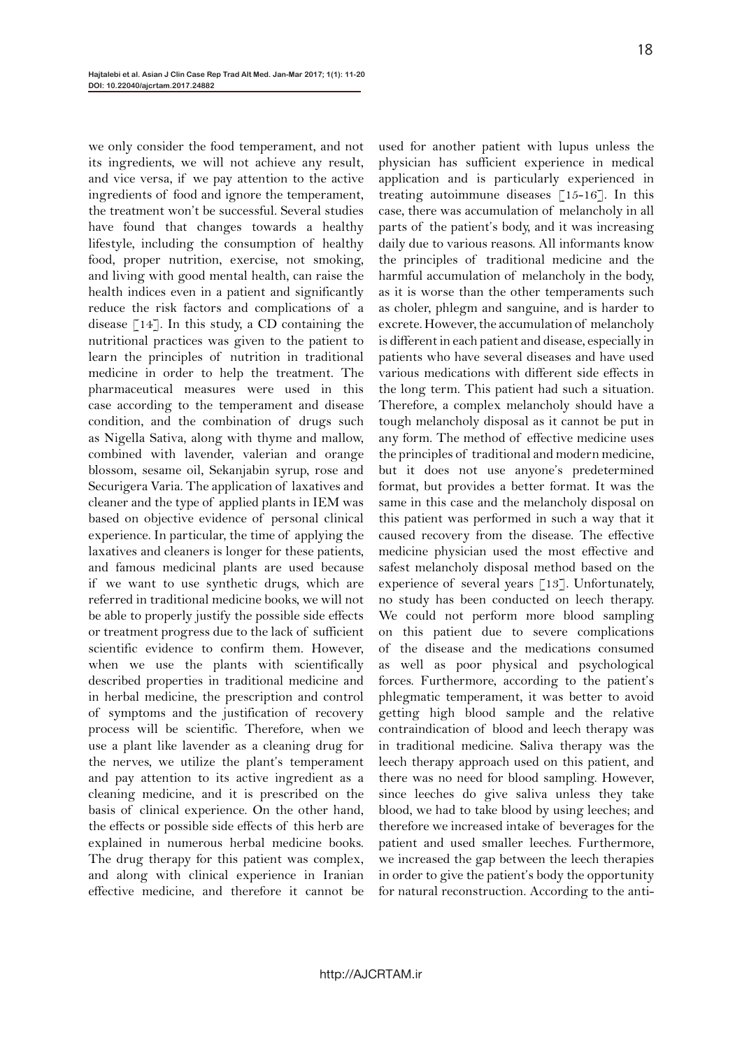we only consider the food temperament, and not its ingredients, we will not achieve any result, and vice versa, if we pay attention to the active ingredients of food and ignore the temperament, the treatment won't be successful. Several studies have found that changes towards a healthy lifestyle, including the consumption of healthy food, proper nutrition, exercise, not smoking, and living with good mental health, can raise the health indices even in a patient and significantly reduce the risk factors and complications of a disease [14]. In this study, a CD containing the nutritional practices was given to the patient to learn the principles of nutrition in traditional medicine in order to help the treatment. The pharmaceutical measures were used in this case according to the temperament and disease condition, and the combination of drugs such as Nigella Sativa, along with thyme and mallow, combined with lavender, valerian and orange blossom, sesame oil, Sekanjabin syrup, rose and Securigera Varia. The application of laxatives and cleaner and the type of applied plants in IEM was based on objective evidence of personal clinical experience. In particular, the time of applying the laxatives and cleaners is longer for these patients, and famous medicinal plants are used because if we want to use synthetic drugs, which are referred in traditional medicine books, we will not be able to properly justify the possible side effects or treatment progress due to the lack of sufficient scientific evidence to confirm them. However, when we use the plants with scientifically described properties in traditional medicine and in herbal medicine, the prescription and control of symptoms and the justification of recovery process will be scientific. Therefore, when we use a plant like lavender as a cleaning drug for the nerves, we utilize the plant's temperament and pay attention to its active ingredient as a cleaning medicine, and it is prescribed on the basis of clinical experience. On the other hand, the effects or possible side effects of this herb are explained in numerous herbal medicine books. The drug therapy for this patient was complex, and along with clinical experience in Iranian effective medicine, and therefore it cannot be used for another patient with lupus unless the physician has sufficient experience in medical application and is particularly experienced in treating autoimmune diseases [15-16]. In this case, there was accumulation of melancholy in all parts of the patient's body, and it was increasing daily due to various reasons. All informants know the principles of traditional medicine and the harmful accumulation of melancholy in the body, as it is worse than the other temperaments such as choler, phlegm and sanguine, and is harder to excrete. However, the accumulation of melancholy is different in each patient and disease, especially in patients who have several diseases and have used various medications with different side effects in the long term. This patient had such a situation. Therefore, a complex melancholy should have a tough melancholy disposal as it cannot be put in any form. The method of effective medicine uses the principles of traditional and modern medicine, but it does not use anyone's predetermined format, but provides a better format. It was the same in this case and the melancholy disposal on this patient was performed in such a way that it caused recovery from the disease. The effective medicine physician used the most effective and safest melancholy disposal method based on the experience of several years [13]. Unfortunately, no study has been conducted on leech therapy. We could not perform more blood sampling on this patient due to severe complications of the disease and the medications consumed as well as poor physical and psychological forces. Furthermore, according to the patient's phlegmatic temperament, it was better to avoid getting high blood sample and the relative contraindication of blood and leech therapy was in traditional medicine. Saliva therapy was the leech therapy approach used on this patient, and there was no need for blood sampling. However, since leeches do give saliva unless they take blood, we had to take blood by using leeches; and therefore we increased intake of beverages for the patient and used smaller leeches. Furthermore, we increased the gap between the leech therapies in order to give the patient's body the opportunity for natural reconstruction. According to the anti-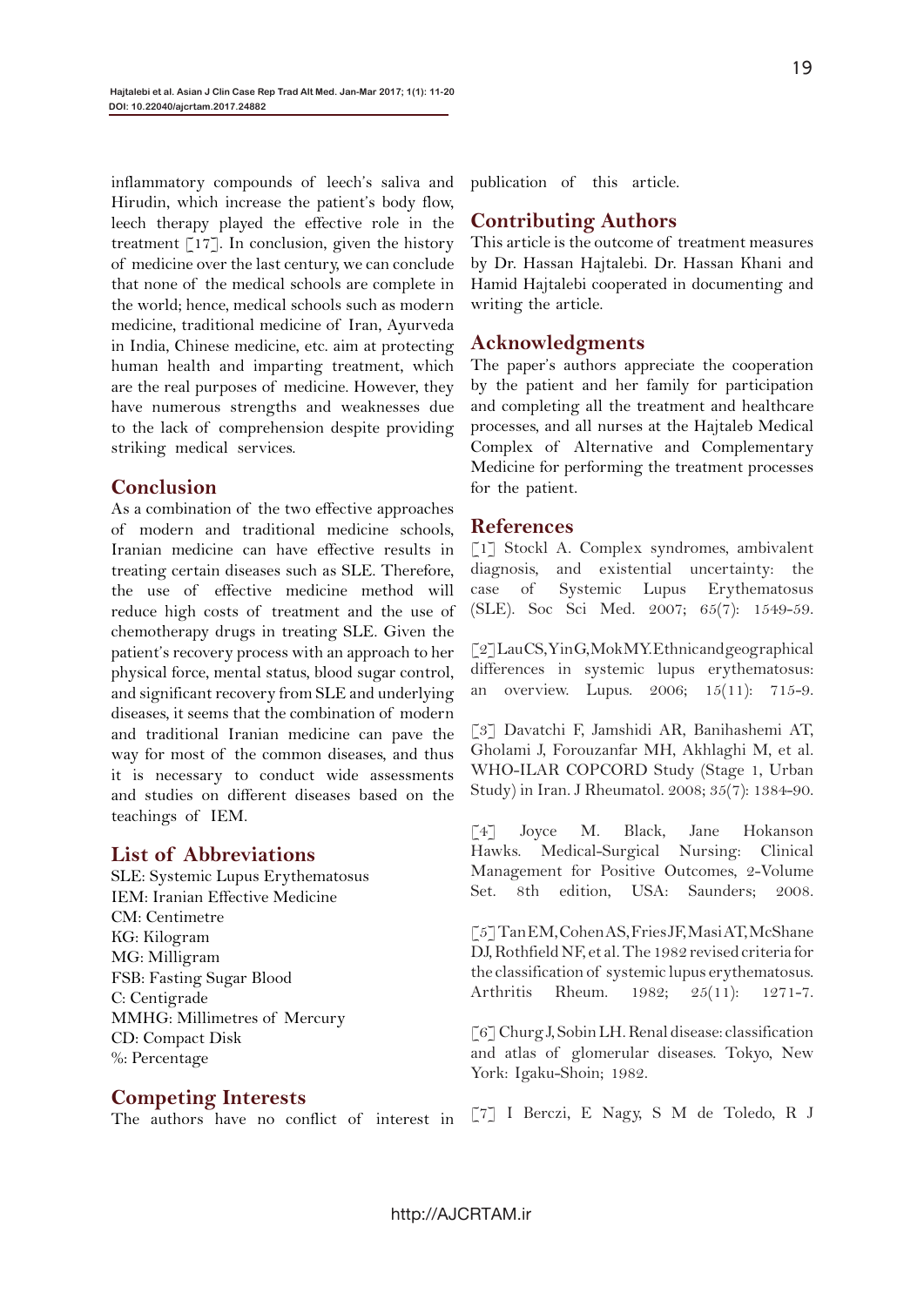inflammatory compounds of leech's saliva and Hirudin, which increase the patient's body flow, leech therapy played the effective role in the treatment [17]. In conclusion, given the history of medicine over the last century, we can conclude that none of the medical schools are complete in the world; hence, medical schools such as modern medicine, traditional medicine of Iran, Ayurveda in India, Chinese medicine, etc. aim at protecting human health and imparting treatment, which are the real purposes of medicine. However, they have numerous strengths and weaknesses due to the lack of comprehension despite providing striking medical services.

## Conclusion

As a combination of the two effective approaches of modern and traditional medicine schools, Iranian medicine can have effective results in treating certain diseases such as SLE. Therefore, the use of effective medicine method will reduce high costs of treatment and the use of chemotherapy drugs in treating SLE. Given the patient's recovery process with an approach to her physical force, mental status, blood sugar control, and significant recovery from SLE and underlying diseases, it seems that the combination of modern and traditional Iranian medicine can pave the way for most of the common diseases, and thus it is necessary to conduct wide assessments and studies on different diseases based on the teachings of IEM.

## List of Abbreviations

SLE: Systemic Lupus Erythematosus
IEM: Iranian Effective Medicine
CM: Centimetre
KG: Kilogram
MG: Milligram
FSB: Fasting Sugar Blood
C: Centigrade
MMHG: Millimetres of Mercury
CD: Compact Disk
%: Percentage

## Competing Interests

The authors have no conflict of interest in publication of this article.

## Contributing Authors

This article is the outcome of treatment measures by Dr. Hassan Hajtalebi. Dr. Hassan Khani and Hamid Hajtalebi cooperated in documenting and writing the article.

## Acknowledgments

The paper's authors appreciate the cooperation by the patient and her family for participation and completing all the treatment and healthcare processes, and all nurses at the Hajtaleb Medical Complex of Alternative and Complementary Medicine for performing the treatment processes for the patient.

## References

[1] Stockl A. Complex syndromes, ambivalent diagnosis, and existential uncertainty: the case of Systemic Lupus Erythematosus (SLE). Soc Sci Med. 2007; 65(7): 1549-59.

[2] Lau CS, Yin G, Mok MY. Ethnic and geographical differences in systemic lupus erythematosus: an overview. Lupus. 2006; 15(11): 715-9.

[3] Davatchi F, Jamshidi AR, Banihashemi AT, Gholami J, Forouzanfar MH, Akhlaghi M, et al. WHO-ILAR COPCORD Study (Stage 1, Urban Study) in Iran. J Rheumatol. 2008; 35(7): 1384-90.

[4] Joyce M. Black, Jane Hokanson Hawks. Medical-Surgical Nursing: Clinical Management for Positive Outcomes, 2-Volume Set. 8th edition, USA: Saunders; 2008.

[5] Tan EM, Cohen AS, Fries JF, Masi AT, McShane DJ, Rothfield NF, et al. The 1982 revised criteria for the classification of systemic lupus erythematosus. Arthritis Rheum. 1982; 25(11): 1271-7.

[6] Churg J, Sobin LH. Renal disease: classification and atlas of glomerular diseases. Tokyo, New York: Igaku-Shoin; 1982.

[7] I Berczi, E Nagy, S M de Toledo, R J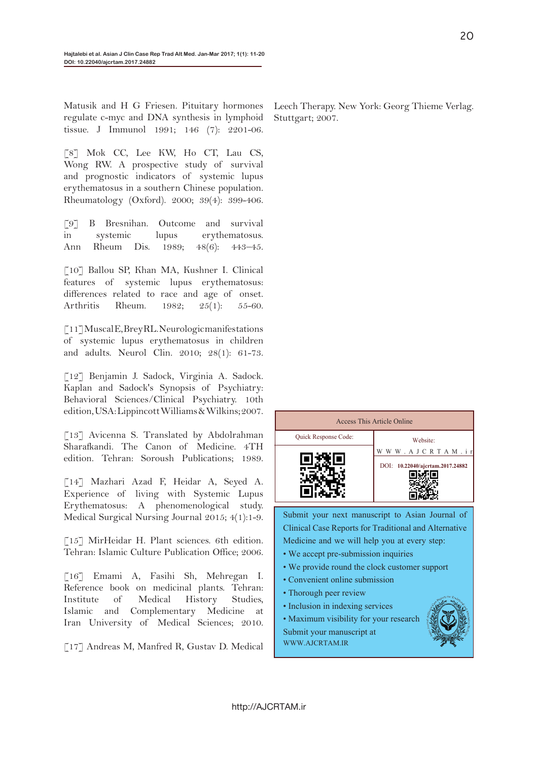Matusik and H G Friesen. Pituitary hormones regulate c-myc and DNA synthesis in lymphoid tissue. J Immunol 1991; 146 (7): 2201-06.

[8] Mok CC, Lee KW, Ho CT, Lau CS, Wong RW. A prospective study of survival and prognostic indicators of systemic lupus erythematosus in a southern Chinese population. Rheumatology (Oxford). 2000; 39(4): 399-406.

[9] B Bresnihan. Outcome and survival in systemic lupus erythematosus. Ann Rheum Dis. 1989; 48(6): 443–45.

[10] Ballou SP, Khan MA, Kushner I. Clinical features of systemic lupus erythematosus: differences related to race and age of onset. Arthritis Rheum. 1982; 25(1): 55-60.

[11] Muscal E, Brey RL. Neurologic manifestations of systemic lupus erythematosus in children and adults. Neurol Clin. 2010; 28(1): 61-73.

[12] Benjamin J. Sadock, Virginia A. Sadock. Kaplan and Sadock's Synopsis of Psychiatry: Behavioral Sciences/Clinical Psychiatry. 10th edition, USA: Lippincott Williams & Wilkins; 2007.

[13] Avicenna S. Translated by Abdolrahman Sharafkandi. The Canon of Medicine. 4TH edition. Tehran: Soroush Publications; 1989.

[14] Mazhari Azad F, Heidar A, Seyed A. Experience of living with Systemic Lupus Erythematosus: A phenomenological study. Medical Surgical Nursing Journal 2015; 4(1):1-9.

[15] MirHeidar H. Plant sciences. 6th edition. Tehran: Islamic Culture Publication Office; 2006.

[16] Emami A, Fasihi Sh, Mehregan I. Reference book on medicinal plants. Tehran: Institute of Medical History Studies, Islamic and Complementary Medicine at Iran University of Medical Sciences; 2010.

[17] Andreas M, Manfred R, Gustav D. Medical Leech Therapy. New York: Georg Thieme Verlag. Stuttgart; 2007.

| Access This Article Online | |
|---|---|
| Quick Response Code: | Website: WWW.AJCRTAM.ir |
| | DOI: 10.22040/ajcrtam.2017.24882 |

Submit your next manuscript to Asian Journal of Clinical Case Reports for Traditional and Alternative Medicine and we will help you at every step:

- We accept pre-submission inquiries
- We provide round the clock customer support
- Convenient online submission
- Thorough peer review
- Inclusion in indexing services
- Maximum visibility for your research

Submit your manuscript at
WWW.AJCRTAM.IR